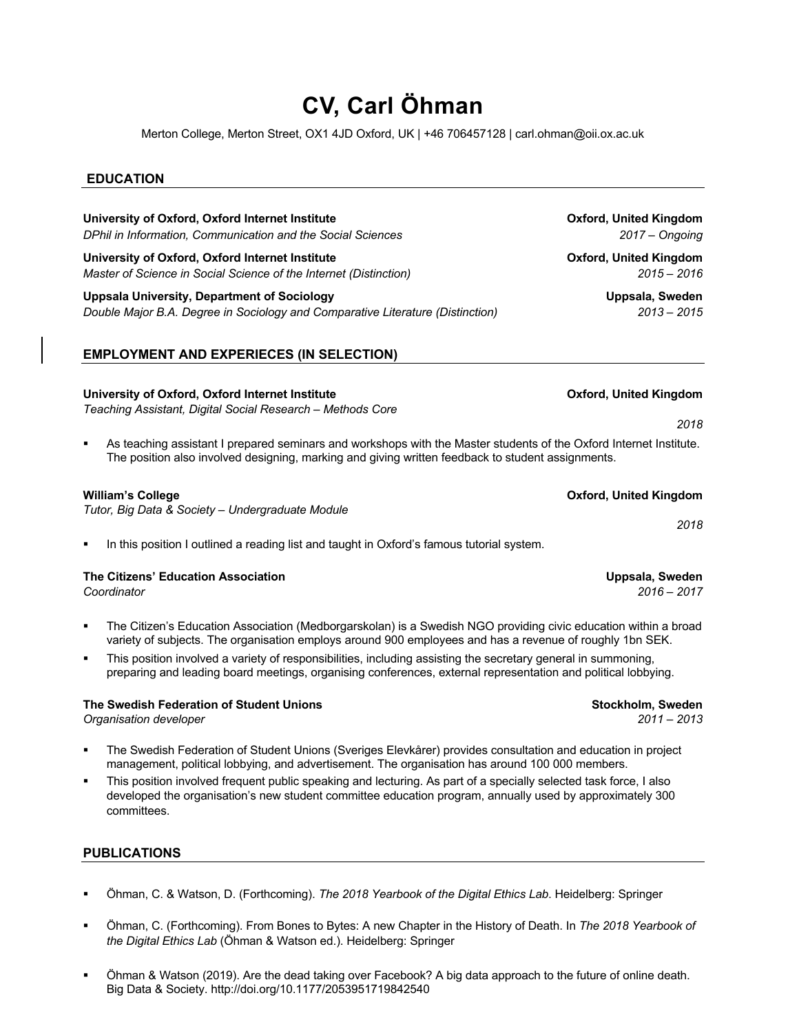# CV, Carl Öhman

Merton College, Merton Street, OX1 4JD Oxford, UK | +46 706457128 | carl.ohman@oii.ox.ac.uk

## EDUCATION

**University of Oxford, Oxford Internet Institute** — **Oxford, United Kingdom**
*DPhil in Information, Communication and the Social Sciences* — *2017 – Ongoing*

**University of Oxford, Oxford Internet Institute** — **Oxford, United Kingdom**
*Master of Science in Social Science of the Internet (Distinction)* — *2015 – 2016*

**Uppsala University, Department of Sociology** — **Uppsala, Sweden**
*Double Major B.A. Degree in Sociology and Comparative Literature (Distinction)* — *2013 – 2015*

## EMPLOYMENT AND EXPERIECES (IN SELECTION)

**University of Oxford, Oxford Internet Institute** — **Oxford, United Kingdom**
*Teaching Assistant, Digital Social Research – Methods Core*
*2018*

- As teaching assistant I prepared seminars and workshops with the Master students of the Oxford Internet Institute. The position also involved designing, marking and giving written feedback to student assignments.

**William's College** — **Oxford, United Kingdom**
*Tutor, Big Data & Society – Undergraduate Module*
*2018*

- In this position I outlined a reading list and taught in Oxford's famous tutorial system.

**The Citizens' Education Association** — **Uppsala, Sweden**
*Coordinator* — *2016 – 2017*

- The Citizen's Education Association (Medborgarskolan) is a Swedish NGO providing civic education within a broad variety of subjects. The organisation employs around 900 employees and has a revenue of roughly 1bn SEK.
- This position involved a variety of responsibilities, including assisting the secretary general in summoning, preparing and leading board meetings, organising conferences, external representation and political lobbying.

**The Swedish Federation of Student Unions** — **Stockholm, Sweden**
*Organisation developer* — *2011 – 2013*

- The Swedish Federation of Student Unions (Sveriges Elevkårer) provides consultation and education in project management, political lobbying, and advertisement. The organisation has around 100 000 members.
- This position involved frequent public speaking and lecturing. As part of a specially selected task force, I also developed the organisation's new student committee education program, annually used by approximately 300 committees.

## PUBLICATIONS

- Öhman, C. & Watson, D. (Forthcoming). *The 2018 Yearbook of the Digital Ethics Lab*. Heidelberg: Springer
- Öhman, C. (Forthcoming). From Bones to Bytes: A new Chapter in the History of Death. In *The 2018 Yearbook of the Digital Ethics Lab* (Öhman & Watson ed.). Heidelberg: Springer
- Öhman & Watson (2019). Are the dead taking over Facebook? A big data approach to the future of online death. Big Data & Society. http://doi.org/10.1177/2053951719842540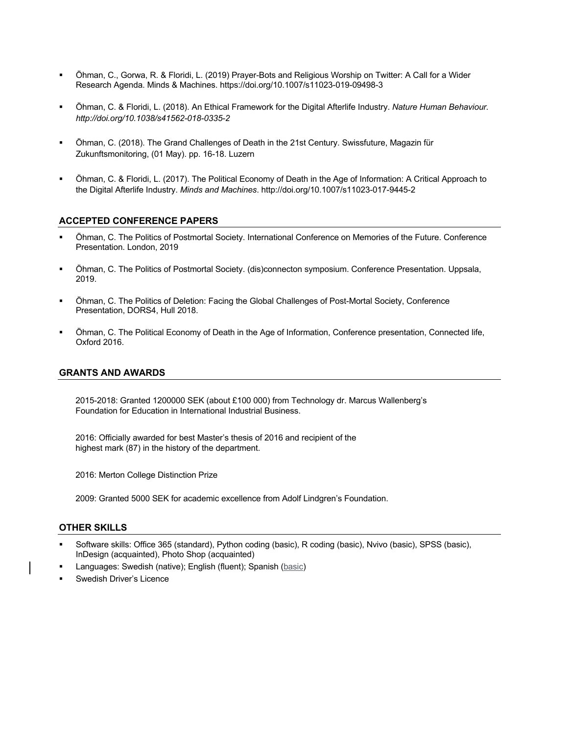- Öhman, C., Gorwa, R. & Floridi, L. (2019) Prayer-Bots and Religious Worship on Twitter: A Call for a Wider Research Agenda. Minds & Machines. https://doi.org/10.1007/s11023-019-09498-3

- Öhman, C. & Floridi, L. (2018). An Ethical Framework for the Digital Afterlife Industry. *Nature Human Behaviour. http://doi.org/10.1038/s41562-018-0335-2*

- Öhman, C. (2018). The Grand Challenges of Death in the 21st Century. Swissfuture, Magazin für Zukunftsmonitoring, (01 May). pp. 16-18. Luzern

- Öhman, C. & Floridi, L. (2017). The Political Economy of Death in the Age of Information: A Critical Approach to the Digital Afterlife Industry. *Minds and Machines*. http://doi.org/10.1007/s11023-017-9445-2

## ACCEPTED CONFERENCE PAPERS

- Öhman, C. The Politics of Postmortal Society. International Conference on Memories of the Future. Conference Presentation. London, 2019

- Öhman, C. The Politics of Postmortal Society. (dis)connecton symposium. Conference Presentation. Uppsala, 2019.

- Öhman, C. The Politics of Deletion: Facing the Global Challenges of Post-Mortal Society, Conference Presentation, DORS4, Hull 2018.

- Öhman, C. The Political Economy of Death in the Age of Information, Conference presentation, Connected life, Oxford 2016.

## GRANTS AND AWARDS

2015-2018: Granted 1200000 SEK (about £100 000) from Technology dr. Marcus Wallenberg's Foundation for Education in International Industrial Business.

2016: Officially awarded for best Master's thesis of 2016 and recipient of the highest mark (87) in the history of the department.

2016: Merton College Distinction Prize

2009: Granted 5000 SEK for academic excellence from Adolf Lindgren's Foundation.

## OTHER SKILLS

- Software skills: Office 365 (standard), Python coding (basic), R coding (basic), Nvivo (basic), SPSS (basic), InDesign (acquainted), Photo Shop (acquainted)
- Languages: Swedish (native); English (fluent); Spanish (basic)
- Swedish Driver's Licence